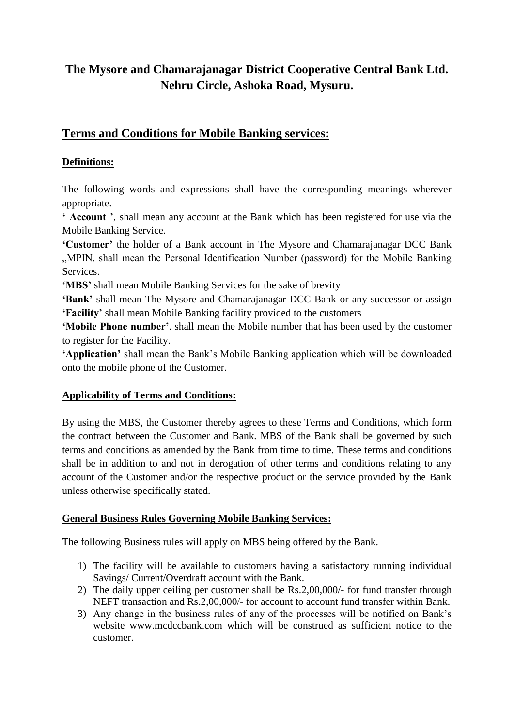# The Mysore and Chamarajanagar District Cooperative Central Bank Ltd.
# Nehru Circle, Ashoka Road, Mysuru.

## Terms and Conditions for Mobile Banking services:

### Definitions:

The following words and expressions shall have the corresponding meanings wherever appropriate.

**' Account '**, shall mean any account at the Bank which has been registered for use via the Mobile Banking Service.

**'Customer'** the holder of a Bank account in The Mysore and Chamarajanagar DCC Bank „MPIN. shall mean the Personal Identification Number (password) for the Mobile Banking Services.

**'MBS'** shall mean Mobile Banking Services for the sake of brevity

**'Bank'** shall mean The Mysore and Chamarajanagar DCC Bank or any successor or assign

**'Facility'** shall mean Mobile Banking facility provided to the customers

**'Mobile Phone number'**. shall mean the Mobile number that has been used by the customer to register for the Facility.

**'Application'** shall mean the Bank's Mobile Banking application which will be downloaded onto the mobile phone of the Customer.

### Applicability of Terms and Conditions:

By using the MBS, the Customer thereby agrees to these Terms and Conditions, which form the contract between the Customer and Bank. MBS of the Bank shall be governed by such terms and conditions as amended by the Bank from time to time. These terms and conditions shall be in addition to and not in derogation of other terms and conditions relating to any account of the Customer and/or the respective product or the service provided by the Bank unless otherwise specifically stated.

### General Business Rules Governing Mobile Banking Services:

The following Business rules will apply on MBS being offered by the Bank.

1) The facility will be available to customers having a satisfactory running individual Savings/ Current/Overdraft account with the Bank.
2) The daily upper ceiling per customer shall be Rs.2,00,000/- for fund transfer through NEFT transaction and Rs.2,00,000/- for account to account fund transfer within Bank.
3) Any change in the business rules of any of the processes will be notified on Bank's website www.mcdccbank.com which will be construed as sufficient notice to the customer.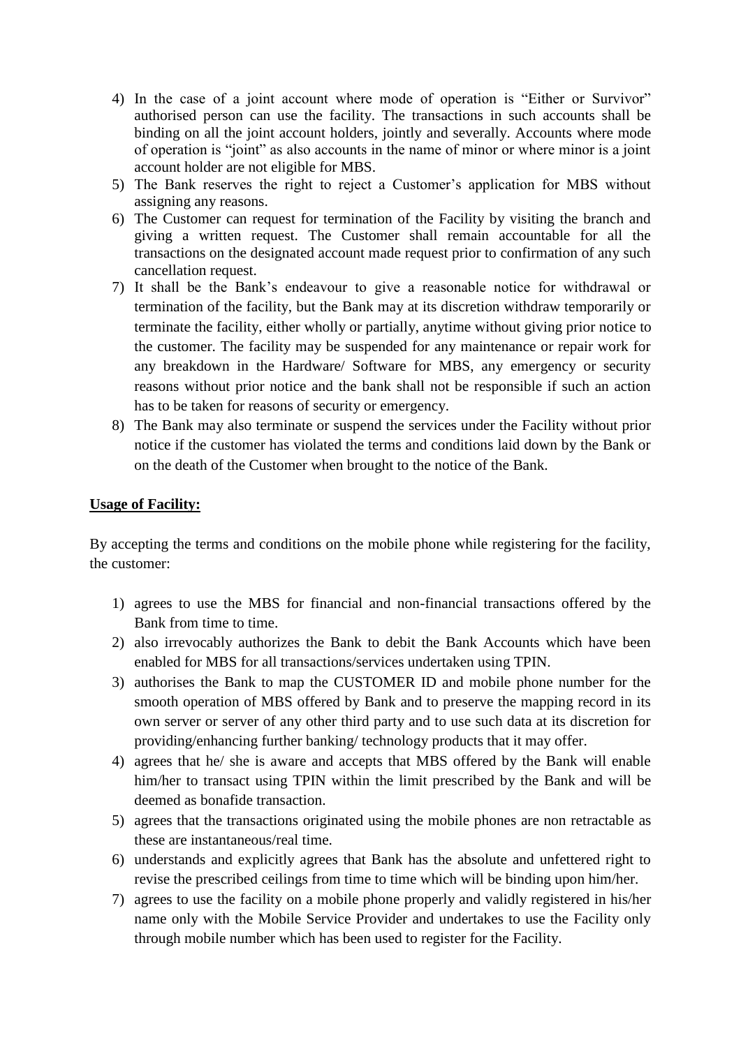4) In the case of a joint account where mode of operation is "Either or Survivor" authorised person can use the facility. The transactions in such accounts shall be binding on all the joint account holders, jointly and severally. Accounts where mode of operation is "joint" as also accounts in the name of minor or where minor is a joint account holder are not eligible for MBS.
5) The Bank reserves the right to reject a Customer's application for MBS without assigning any reasons.
6) The Customer can request for termination of the Facility by visiting the branch and giving a written request. The Customer shall remain accountable for all the transactions on the designated account made request prior to confirmation of any such cancellation request.
7) It shall be the Bank's endeavour to give a reasonable notice for withdrawal or termination of the facility, but the Bank may at its discretion withdraw temporarily or terminate the facility, either wholly or partially, anytime without giving prior notice to the customer. The facility may be suspended for any maintenance or repair work for any breakdown in the Hardware/ Software for MBS, any emergency or security reasons without prior notice and the bank shall not be responsible if such an action has to be taken for reasons of security or emergency.
8) The Bank may also terminate or suspend the services under the Facility without prior notice if the customer has violated the terms and conditions laid down by the Bank or on the death of the Customer when brought to the notice of the Bank.

**Usage of Facility:**

By accepting the terms and conditions on the mobile phone while registering for the facility, the customer:

1) agrees to use the MBS for financial and non-financial transactions offered by the Bank from time to time.
2) also irrevocably authorizes the Bank to debit the Bank Accounts which have been enabled for MBS for all transactions/services undertaken using TPIN.
3) authorises the Bank to map the CUSTOMER ID and mobile phone number for the smooth operation of MBS offered by Bank and to preserve the mapping record in its own server or server of any other third party and to use such data at its discretion for providing/enhancing further banking/ technology products that it may offer.
4) agrees that he/ she is aware and accepts that MBS offered by the Bank will enable him/her to transact using TPIN within the limit prescribed by the Bank and will be deemed as bonafide transaction.
5) agrees that the transactions originated using the mobile phones are non retractable as these are instantaneous/real time.
6) understands and explicitly agrees that Bank has the absolute and unfettered right to revise the prescribed ceilings from time to time which will be binding upon him/her.
7) agrees to use the facility on a mobile phone properly and validly registered in his/her name only with the Mobile Service Provider and undertakes to use the Facility only through mobile number which has been used to register for the Facility.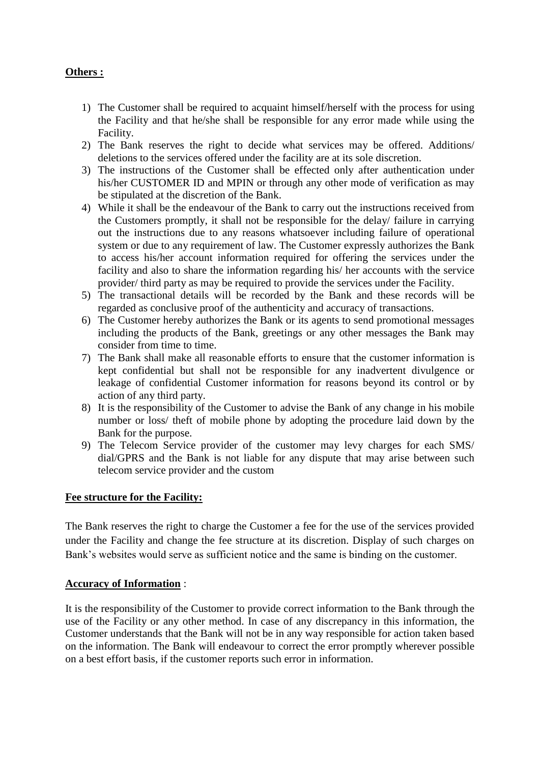**Others :**

1) The Customer shall be required to acquaint himself/herself with the process for using the Facility and that he/she shall be responsible for any error made while using the Facility.
2) The Bank reserves the right to decide what services may be offered. Additions/ deletions to the services offered under the facility are at its sole discretion.
3) The instructions of the Customer shall be effected only after authentication under his/her CUSTOMER ID and MPIN or through any other mode of verification as may be stipulated at the discretion of the Bank.
4) While it shall be the endeavour of the Bank to carry out the instructions received from the Customers promptly, it shall not be responsible for the delay/ failure in carrying out the instructions due to any reasons whatsoever including failure of operational system or due to any requirement of law. The Customer expressly authorizes the Bank to access his/her account information required for offering the services under the facility and also to share the information regarding his/ her accounts with the service provider/ third party as may be required to provide the services under the Facility.
5) The transactional details will be recorded by the Bank and these records will be regarded as conclusive proof of the authenticity and accuracy of transactions.
6) The Customer hereby authorizes the Bank or its agents to send promotional messages including the products of the Bank, greetings or any other messages the Bank may consider from time to time.
7) The Bank shall make all reasonable efforts to ensure that the customer information is kept confidential but shall not be responsible for any inadvertent divulgence or leakage of confidential Customer information for reasons beyond its control or by action of any third party.
8) It is the responsibility of the Customer to advise the Bank of any change in his mobile number or loss/ theft of mobile phone by adopting the procedure laid down by the Bank for the purpose.
9) The Telecom Service provider of the customer may levy charges for each SMS/ dial/GPRS and the Bank is not liable for any dispute that may arise between such telecom service provider and the custom

**Fee structure for the Facility:**

The Bank reserves the right to charge the Customer a fee for the use of the services provided under the Facility and change the fee structure at its discretion. Display of such charges on Bank's websites would serve as sufficient notice and the same is binding on the customer.

**Accuracy of Information** :

It is the responsibility of the Customer to provide correct information to the Bank through the use of the Facility or any other method. In case of any discrepancy in this information, the Customer understands that the Bank will not be in any way responsible for action taken based on the information. The Bank will endeavour to correct the error promptly wherever possible on a best effort basis, if the customer reports such error in information.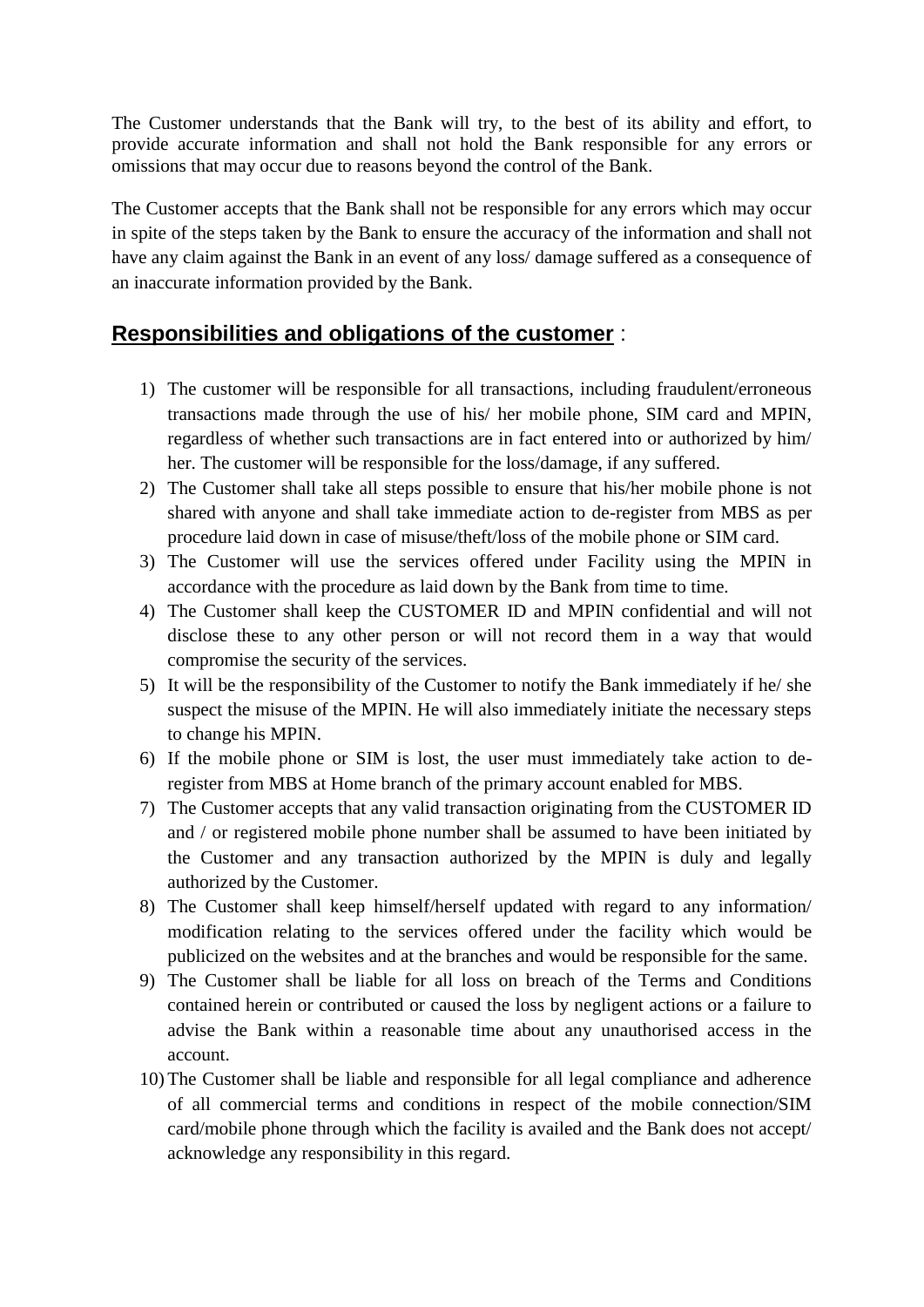The Customer understands that the Bank will try, to the best of its ability and effort, to provide accurate information and shall not hold the Bank responsible for any errors or omissions that may occur due to reasons beyond the control of the Bank.

The Customer accepts that the Bank shall not be responsible for any errors which may occur in spite of the steps taken by the Bank to ensure the accuracy of the information and shall not have any claim against the Bank in an event of any loss/ damage suffered as a consequence of an inaccurate information provided by the Bank.

## **Responsibilities and obligations of the customer** :

1) The customer will be responsible for all transactions, including fraudulent/erroneous transactions made through the use of his/ her mobile phone, SIM card and MPIN, regardless of whether such transactions are in fact entered into or authorized by him/ her. The customer will be responsible for the loss/damage, if any suffered.
2) The Customer shall take all steps possible to ensure that his/her mobile phone is not shared with anyone and shall take immediate action to de-register from MBS as per procedure laid down in case of misuse/theft/loss of the mobile phone or SIM card.
3) The Customer will use the services offered under Facility using the MPIN in accordance with the procedure as laid down by the Bank from time to time.
4) The Customer shall keep the CUSTOMER ID and MPIN confidential and will not disclose these to any other person or will not record them in a way that would compromise the security of the services.
5) It will be the responsibility of the Customer to notify the Bank immediately if he/ she suspect the misuse of the MPIN. He will also immediately initiate the necessary steps to change his MPIN.
6) If the mobile phone or SIM is lost, the user must immediately take action to de-register from MBS at Home branch of the primary account enabled for MBS.
7) The Customer accepts that any valid transaction originating from the CUSTOMER ID and / or registered mobile phone number shall be assumed to have been initiated by the Customer and any transaction authorized by the MPIN is duly and legally authorized by the Customer.
8) The Customer shall keep himself/herself updated with regard to any information/ modification relating to the services offered under the facility which would be publicized on the websites and at the branches and would be responsible for the same.
9) The Customer shall be liable for all loss on breach of the Terms and Conditions contained herein or contributed or caused the loss by negligent actions or a failure to advise the Bank within a reasonable time about any unauthorised access in the account.
10) The Customer shall be liable and responsible for all legal compliance and adherence of all commercial terms and conditions in respect of the mobile connection/SIM card/mobile phone through which the facility is availed and the Bank does not accept/ acknowledge any responsibility in this regard.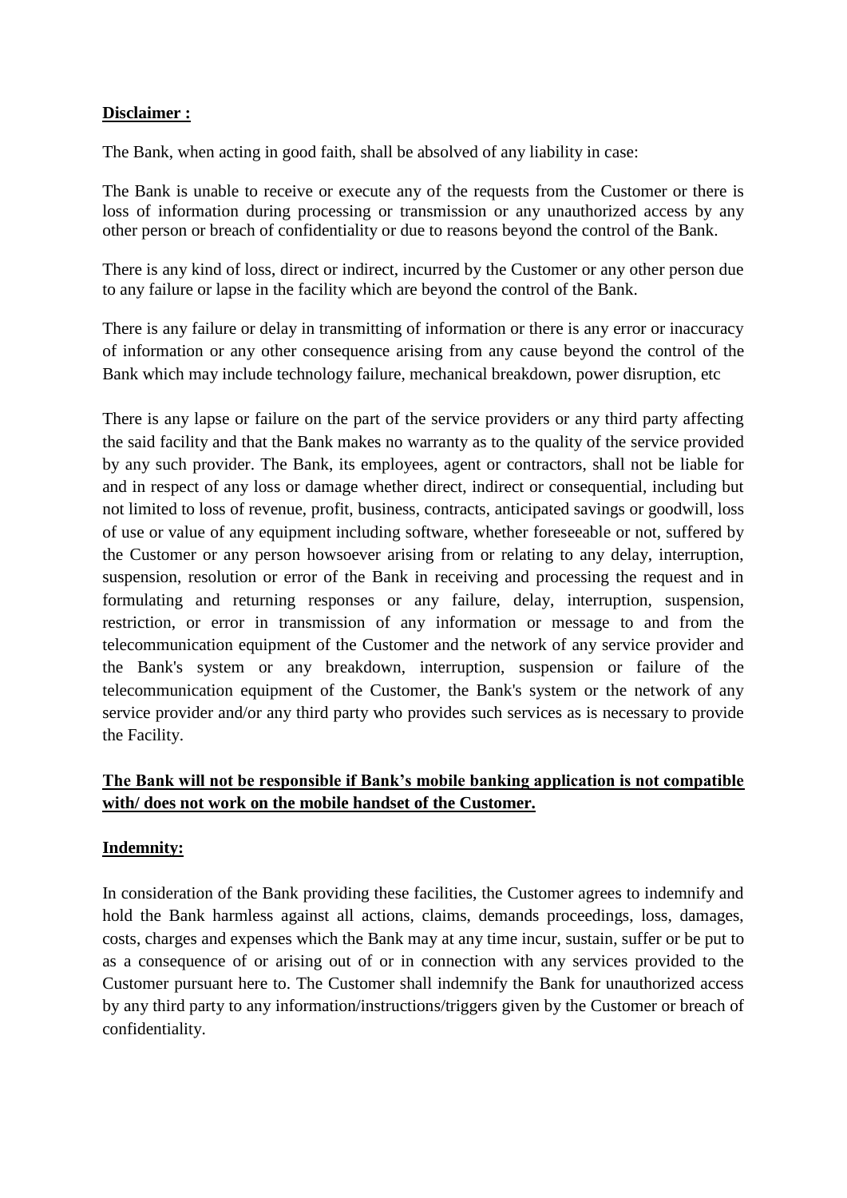**Disclaimer :**

The Bank, when acting in good faith, shall be absolved of any liability in case:

The Bank is unable to receive or execute any of the requests from the Customer or there is loss of information during processing or transmission or any unauthorized access by any other person or breach of confidentiality or due to reasons beyond the control of the Bank.

There is any kind of loss, direct or indirect, incurred by the Customer or any other person due to any failure or lapse in the facility which are beyond the control of the Bank.

There is any failure or delay in transmitting of information or there is any error or inaccuracy of information or any other consequence arising from any cause beyond the control of the Bank which may include technology failure, mechanical breakdown, power disruption, etc

There is any lapse or failure on the part of the service providers or any third party affecting the said facility and that the Bank makes no warranty as to the quality of the service provided by any such provider. The Bank, its employees, agent or contractors, shall not be liable for and in respect of any loss or damage whether direct, indirect or consequential, including but not limited to loss of revenue, profit, business, contracts, anticipated savings or goodwill, loss of use or value of any equipment including software, whether foreseeable or not, suffered by the Customer or any person howsoever arising from or relating to any delay, interruption, suspension, resolution or error of the Bank in receiving and processing the request and in formulating and returning responses or any failure, delay, interruption, suspension, restriction, or error in transmission of any information or message to and from the telecommunication equipment of the Customer and the network of any service provider and the Bank's system or any breakdown, interruption, suspension or failure of the telecommunication equipment of the Customer, the Bank's system or the network of any service provider and/or any third party who provides such services as is necessary to provide the Facility.

**The Bank will not be responsible if Bank's mobile banking application is not compatible with/ does not work on the mobile handset of the Customer.**

**Indemnity:**

In consideration of the Bank providing these facilities, the Customer agrees to indemnify and hold the Bank harmless against all actions, claims, demands proceedings, loss, damages, costs, charges and expenses which the Bank may at any time incur, sustain, suffer or be put to as a consequence of or arising out of or in connection with any services provided to the Customer pursuant here to. The Customer shall indemnify the Bank for unauthorized access by any third party to any information/instructions/triggers given by the Customer or breach of confidentiality.